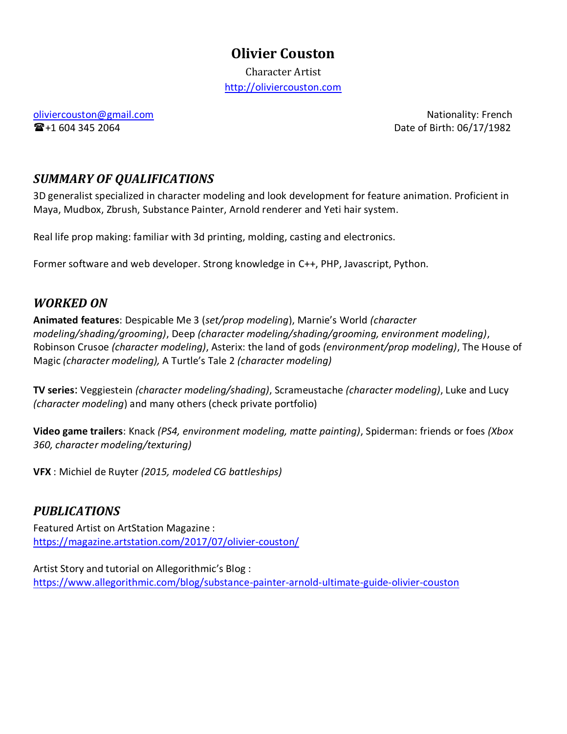# Olivier Couston

Character Artist

http://oliviercouston.com

oliviercouston@gmail.com
☎+1 604 345 2064

Nationality: French
Date of Birth: 06/17/1982

## *SUMMARY OF QUALIFICATIONS*

3D generalist specialized in character modeling and look development for feature animation. Proficient in Maya, Mudbox, Zbrush, Substance Painter, Arnold renderer and Yeti hair system.

Real life prop making: familiar with 3d printing, molding, casting and electronics.

Former software and web developer. Strong knowledge in C++, PHP, Javascript, Python.

## *WORKED ON*

**Animated features**: Despicable Me 3 (*set/prop modeling*), Marnie's World *(character modeling/shading/grooming)*, Deep *(character modeling/shading/grooming, environment modeling)*, Robinson Crusoe *(character modeling)*, Asterix: the land of gods *(environment/prop modeling)*, The House of Magic *(character modeling),* A Turtle's Tale 2 *(character modeling)*

**TV series**: Veggiestein *(character modeling/shading)*, Scrameustache *(character modeling)*, Luke and Lucy *(character modeling*) and many others (check private portfolio)

**Video game trailers**: Knack *(PS4, environment modeling, matte painting)*, Spiderman: friends or foes *(Xbox 360, character modeling/texturing)*

**VFX** : Michiel de Ruyter *(2015, modeled CG battleships)*

## *PUBLICATIONS*

Featured Artist on ArtStation Magazine :
https://magazine.artstation.com/2017/07/olivier-couston/

Artist Story and tutorial on Allegorithmic's Blog :
https://www.allegorithmic.com/blog/substance-painter-arnold-ultimate-guide-olivier-couston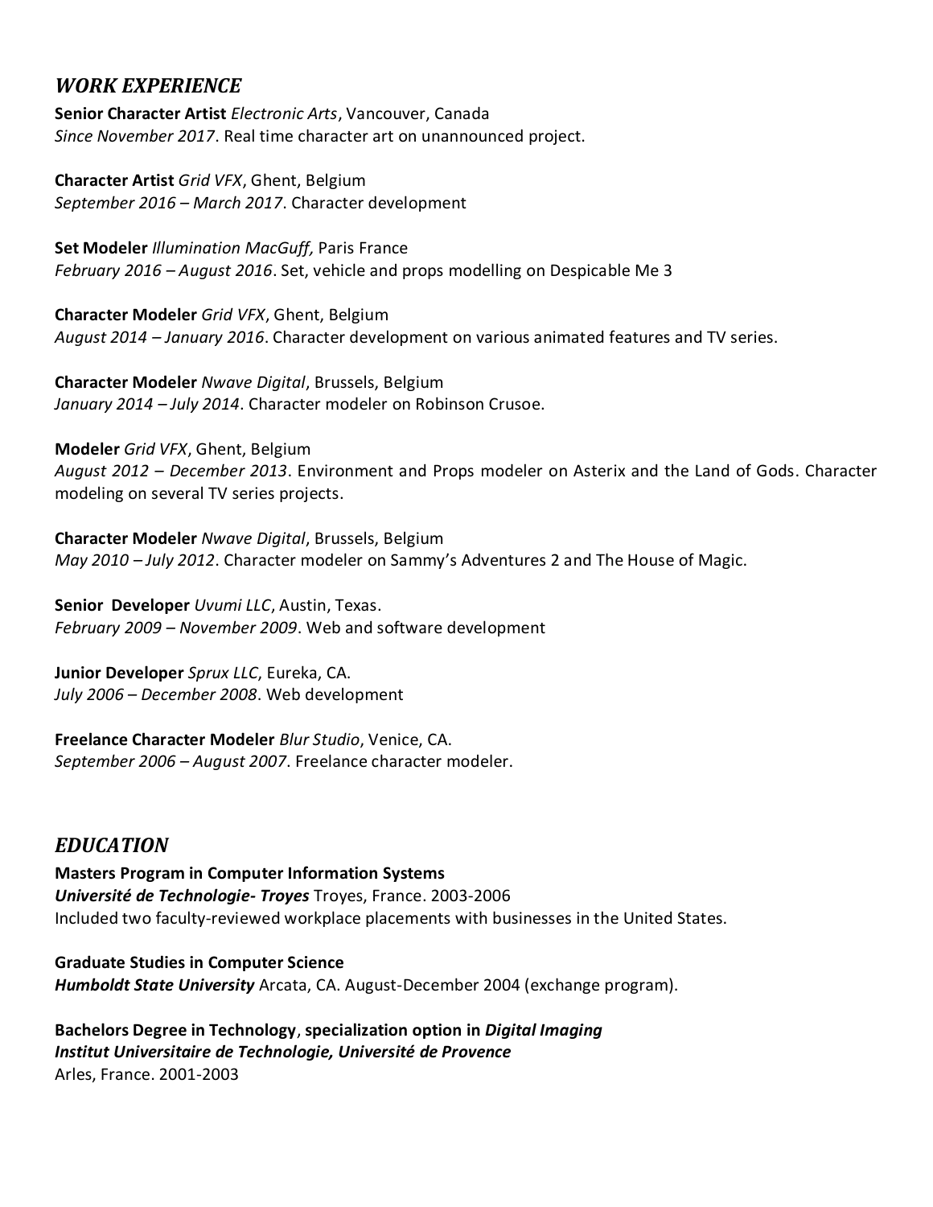## *WORK EXPERIENCE*

**Senior Character Artist** *Electronic Arts*, Vancouver, Canada
*Since November 2017*. Real time character art on unannounced project.

**Character Artist** *Grid VFX*, Ghent, Belgium
*September 2016 – March 2017*. Character development

**Set Modeler** *Illumination MacGuff,* Paris France
*February 2016 – August 2016*. Set, vehicle and props modelling on Despicable Me 3

**Character Modeler** *Grid VFX*, Ghent, Belgium
*August 2014 – January 2016*. Character development on various animated features and TV series.

**Character Modeler** *Nwave Digital*, Brussels, Belgium
*January 2014 – July 2014*. Character modeler on Robinson Crusoe.

**Modeler** *Grid VFX*, Ghent, Belgium
*August 2012 – December 2013*. Environment and Props modeler on Asterix and the Land of Gods. Character modeling on several TV series projects.

**Character Modeler** *Nwave Digital*, Brussels, Belgium
*May 2010 – July 2012*. Character modeler on Sammy's Adventures 2 and The House of Magic.

**Senior Developer** *Uvumi LLC*, Austin, Texas.
*February 2009 – November 2009*. Web and software development

**Junior Developer** *Sprux LLC*, Eureka, CA.
*July 2006 – December 2008*. Web development

**Freelance Character Modeler** *Blur Studio*, Venice, CA.
*September 2006 – August 2007*. Freelance character modeler.

## *EDUCATION*

**Masters Program in Computer Information Systems**
***Université de Technologie- Troyes*** Troyes, France. 2003-2006
Included two faculty-reviewed workplace placements with businesses in the United States.

**Graduate Studies in Computer Science**
***Humboldt State University*** Arcata, CA. August-December 2004 (exchange program).

**Bachelors Degree in Technology**, **specialization option in *Digital Imaging***
***Institut Universitaire de Technologie, Université de Provence***
Arles, France. 2001-2003